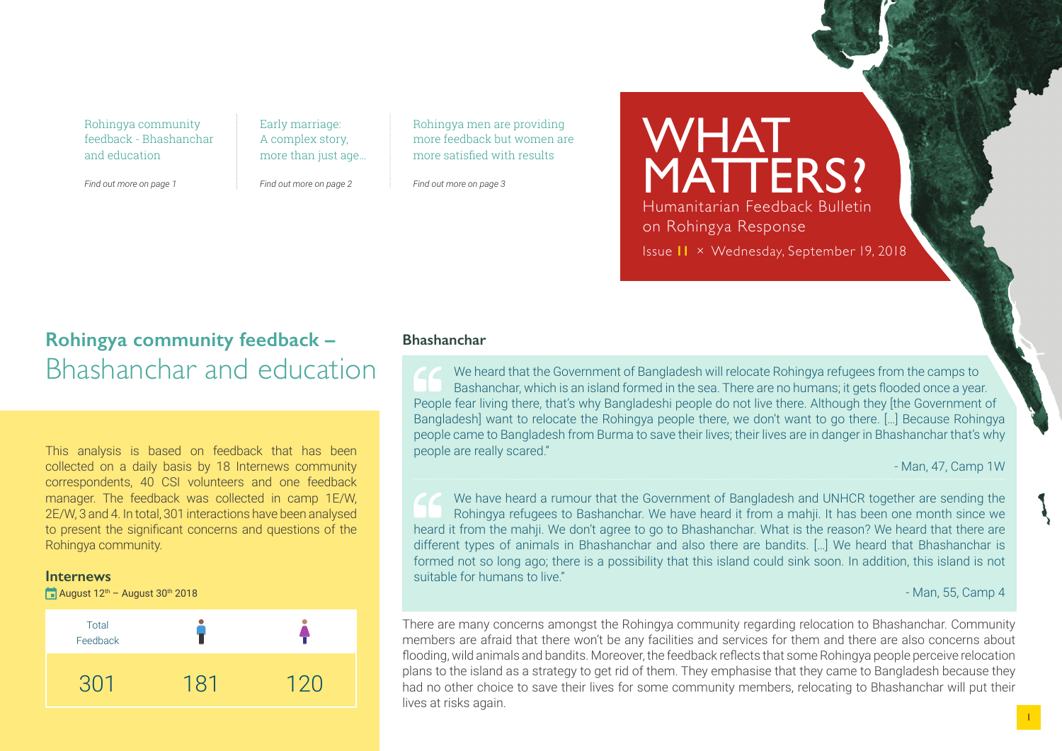Rohingya community feedback - Bhashanchar and education

*Find out more on page 1*

Early marriage: A complex story, more than just age...

*Find out more on page 2*

Rohingya men are providing more feedback but women are more satisfied with results

*Find out more on page 3*

# WHAT MATTERS?

Humanitarian Feedback Bulletin on Rohingya Response

Issue 11 × Wednesday, September 19, 2018

## Rohingya community feedback – Bhashanchar and education

This analysis is based on feedback that has been collected on a daily basis by 18 Internews community correspondents, 40 CSI volunteers and one feedback manager. The feedback was collected in camp 1E/W, 2E/W, 3 and 4. In total, 301 interactions have been analysed to present the significant concerns and questions of the Rohingya community.

### Internews

August 12th – August 30th 2018

| Total Feedback | Men | Women |
|---|---|---|
| 301 | 181 | 120 |

### Bhashanchar

> We heard that the Government of Bangladesh will relocate Rohingya refugees from the camps to Bashanchar, which is an island formed in the sea. There are no humans; it gets flooded once a year. People fear living there, that's why Bangladeshi people do not live there. Although they [the Government of Bangladesh] want to relocate the Rohingya people there, we don't want to go there. […] Because Rohingya people came to Bangladesh from Burma to save their lives; their lives are in danger in Bhashanchar that's why people are really scared."
>
> - Man, 47, Camp 1W

> We have heard a rumour that the Government of Bangladesh and UNHCR together are sending the Rohingya refugees to Bashanchar. We have heard it from a mahji. It has been one month since we heard it from the mahji. We don't agree to go to Bhashanchar. What is the reason? We heard that there are different types of animals in Bhashanchar and also there are bandits. […] We heard that Bhashanchar is formed not so long ago; there is a possibility that this island could sink soon. In addition, this island is not suitable for humans to live."
>
> - Man, 55, Camp 4

There are many concerns amongst the Rohingya community regarding relocation to Bhashanchar. Community members are afraid that there won't be any facilities and services for them and there are also concerns about flooding, wild animals and bandits. Moreover, the feedback reflects that some Rohingya people perceive relocation plans to the island as a strategy to get rid of them. They emphasise that they came to Bangladesh because they had no other choice to save their lives for some community members, relocating to Bhashanchar will put their lives at risks again.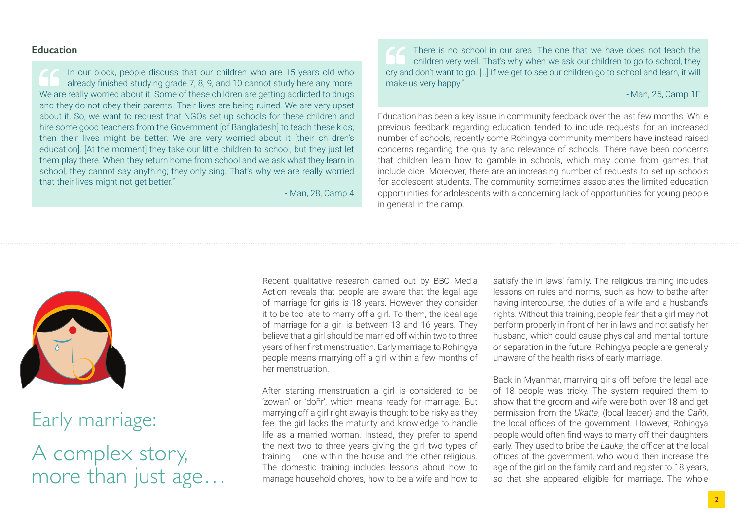## Education

> In our block, people discuss that our children who are 15 years old who already finished studying grade 7, 8, 9, and 10 cannot study here any more. We are really worried about it. Some of these children are getting addicted to drugs and they do not obey their parents. Their lives are being ruined. We are very upset about it. So, we want to request that NGOs set up schools for these children and hire some good teachers from the Government [of Bangladesh] to teach these kids; then their lives might be better. We are very worried about it [their children's education]. [At the moment] they take our little children to school, but they just let them play there. When they return home from school and we ask what they learn in school, they cannot say anything; they only sing. That's why we are really worried that their lives might not get better."
>
> \- Man, 28, Camp 4

> There is no school in our area. The one that we have does not teach the children very well. That's why when we ask our children to go to school, they cry and don't want to go. [...] If we get to see our children go to school and learn, it will make us very happy."
>
> \- Man, 25, Camp 1E

Education has been a key issue in community feedback over the last few months. While previous feedback regarding education tended to include requests for an increased number of schools, recently some Rohingya community members have instead raised concerns regarding the quality and relevance of schools. There have been concerns that children learn how to gamble in schools, which may come from games that include dice. Moreover, there are an increasing number of requests to set up schools for adolescent students. The community sometimes associates the limited education opportunities for adolescents with a concerning lack of opportunities for young people in general in the camp.

# Early marriage:

# A complex story, more than just age…

Recent qualitative research carried out by BBC Media Action reveals that people are aware that the legal age of marriage for girls is 18 years. However they consider it to be too late to marry off a girl. To them, the ideal age of marriage for a girl is between 13 and 16 years. They believe that a girl should be married off within two to three years of her first menstruation. Early marriage to Rohingya people means marrying off a girl within a few months of her menstruation.

After starting menstruation a girl is considered to be 'zowan' or 'doñr', which means ready for marriage. But marrying off a girl right away is thought to be risky as they feel the girl lacks the maturity and knowledge to handle life as a married woman. Instead, they prefer to spend the next two to three years giving the girl two types of training – one within the house and the other religious. The domestic training includes lessons about how to manage household chores, how to be a wife and how to satisfy the in-laws' family. The religious training includes lessons on rules and norms, such as how to bathe after having intercourse, the duties of a wife and a husband's rights. Without this training, people fear that a girl may not perform properly in front of her in-laws and not satisfy her husband, which could cause physical and mental torture or separation in the future. Rohingya people are generally unaware of the health risks of early marriage.

Back in Myanmar, marrying girls off before the legal age of 18 people was tricky. The system required them to show that the groom and wife were both over 18 and get permission from the *Ukatta*, (local leader) and the *Gañti*, the local offices of the government. However, Rohingya people would often find ways to marry off their daughters early. They used to bribe the *Lauka*, the officer at the local offices of the government, who would then increase the age of the girl on the family card and register to 18 years, so that she appeared eligible for marriage. The whole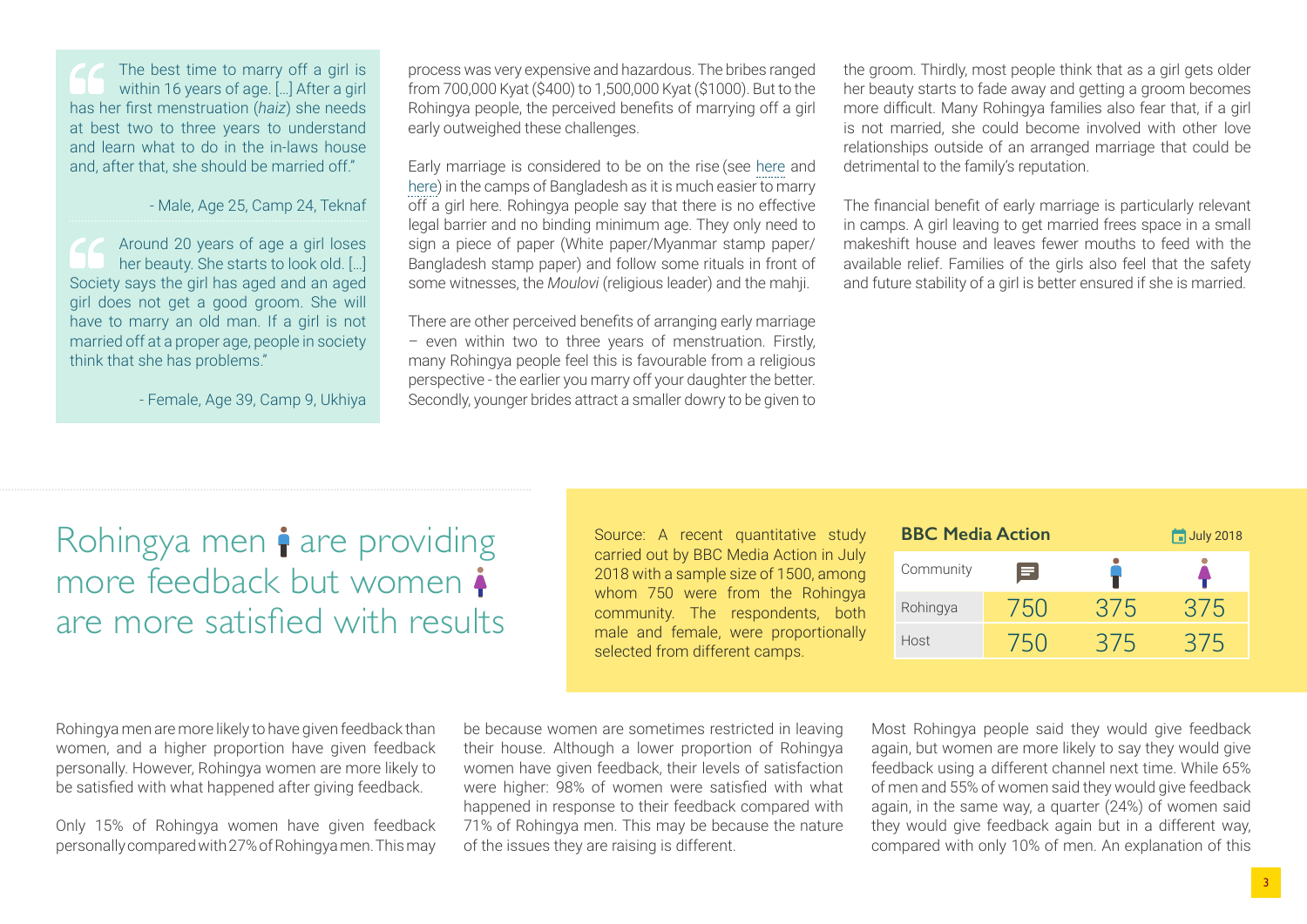> The best time to marry off a girl is within 16 years of age. […] After a girl has her first menstruation (*haiz*) she needs at best two to three years to understand and learn what to do in the in-laws house and, after that, she should be married off."
>
> - Male, Age 25, Camp 24, Teknaf

> Around 20 years of age a girl loses her beauty. She starts to look old. […] Society says the girl has aged and an aged girl does not get a good groom. She will have to marry an old man. If a girl is not married off at a proper age, people in society think that she has problems."
>
> - Female, Age 39, Camp 9, Ukhiya

process was very expensive and hazardous. The bribes ranged from 700,000 Kyat ($400) to 1,500,000 Kyat ($1000). But to the Rohingya people, the perceived benefits of marrying off a girl early outweighed these challenges.

Early marriage is considered to be on the rise (see here and here) in the camps of Bangladesh as it is much easier to marry off a girl here. Rohingya people say that there is no effective legal barrier and no binding minimum age. They only need to sign a piece of paper (White paper/Myanmar stamp paper/ Bangladesh stamp paper) and follow some rituals in front of some witnesses, the *Moulovi* (religious leader) and the mahji.

There are other perceived benefits of arranging early marriage – even within two to three years of menstruation. Firstly, many Rohingya people feel this is favourable from a religious perspective - the earlier you marry off your daughter the better. Secondly, younger brides attract a smaller dowry to be given to the groom. Thirdly, most people think that as a girl gets older her beauty starts to fade away and getting a groom becomes more difficult. Many Rohingya families also fear that, if a girl is not married, she could become involved with other love relationships outside of an arranged marriage that could be detrimental to the family's reputation.

The financial benefit of early marriage is particularly relevant in camps. A girl leaving to get married frees space in a small makeshift house and leaves fewer mouths to feed with the available relief. Families of the girls also feel that the safety and future stability of a girl is better ensured if she is married.

## Rohingya men are providing more feedback but women are more satisfied with results

Source: A recent quantitative study carried out by BBC Media Action in July 2018 with a sample size of 1500, among whom 750 were from the Rohingya community. The respondents, both male and female, were proportionally selected from different camps.

**BBC Media Action** — July 2018

| Community | Total | Male | Female |
|---|---|---|---|
| Rohingya | 750 | 375 | 375 |
| Host | 750 | 375 | 375 |

Rohingya men are more likely to have given feedback than women, and a higher proportion have given feedback personally. However, Rohingya women are more likely to be satisfied with what happened after giving feedback.

Only 15% of Rohingya women have given feedback personally compared with 27% of Rohingya men. This may be because women are sometimes restricted in leaving their house. Although a lower proportion of Rohingya women have given feedback, their levels of satisfaction were higher: 98% of women were satisfied with what happened in response to their feedback compared with 71% of Rohingya men. This may be because the nature of the issues they are raising is different.

Most Rohingya people said they would give feedback again, but women are more likely to say they would give feedback using a different channel next time. While 65% of men and 55% of women said they would give feedback again, in the same way, a quarter (24%) of women said they would give feedback again but in a different way, compared with only 10% of men. An explanation of this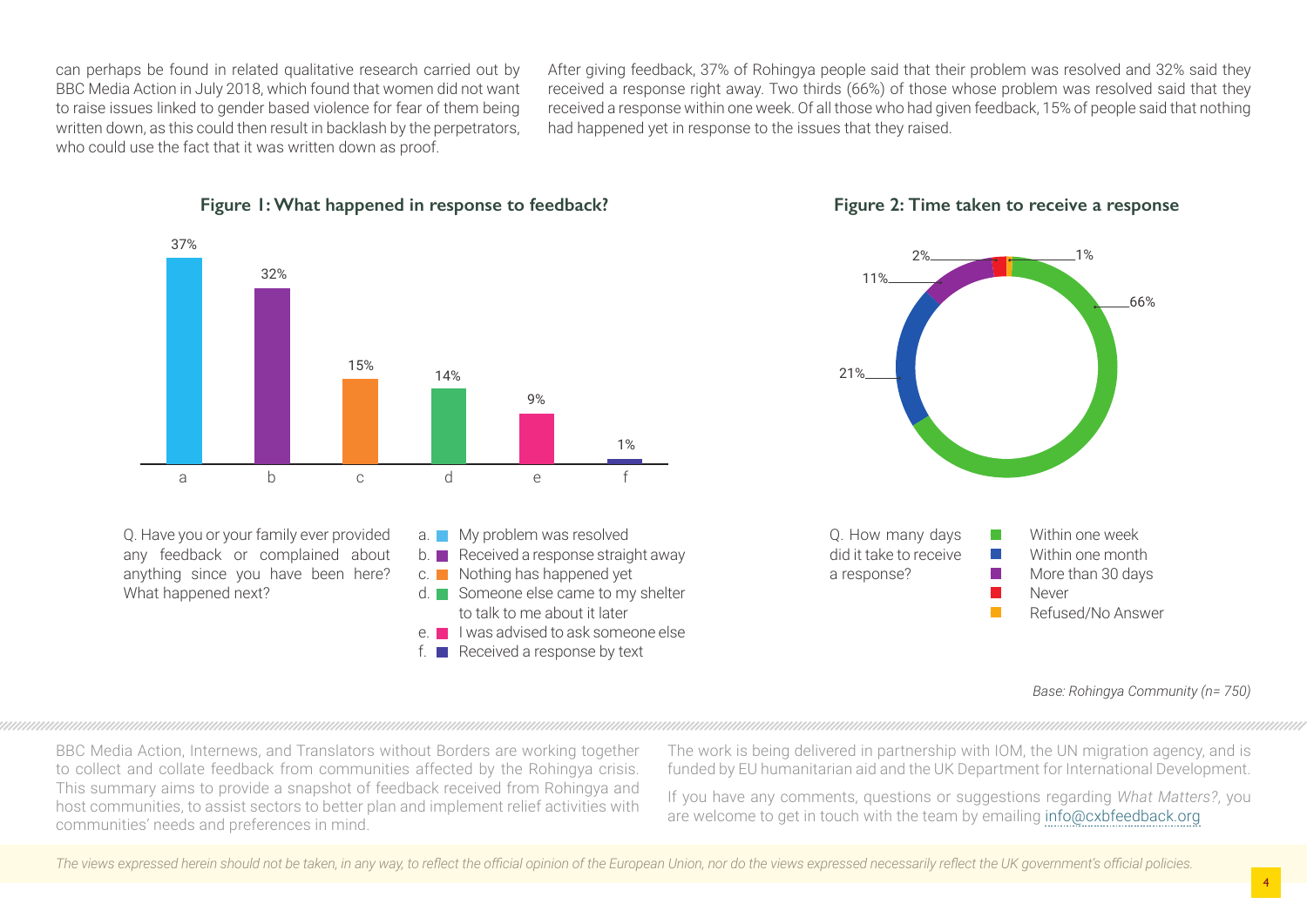can perhaps be found in related qualitative research carried out by BBC Media Action in July 2018, which found that women did not want to raise issues linked to gender based violence for fear of them being written down, as this could then result in backlash by the perpetrators, who could use the fact that it was written down as proof.

After giving feedback, 37% of Rohingya people said that their problem was resolved and 32% said they received a response right away. Two thirds (66%) of those whose problem was resolved said that they received a response within one week. Of all those who had given feedback, 15% of people said that nothing had happened yet in response to the issues that they raised.

**Figure 1: What happened in response to feedback?**

37%
32%
15%
14%
9%
1%
a b c d e f

Q. Have you or your family ever provided any feedback or complained about anything since you have been here? What happened next?

a. My problem was resolved
b. Received a response straight away
c. Nothing has happened yet
d. Someone else came to my shelter to talk to me about it later
e. I was advised to ask someone else
f. Received a response by text

**Figure 2: Time taken to receive a response**

2%
1%
11%
66%
21%

Q. How many days did it take to receive a response?

Within one week
Within one month
More than 30 days
Never
Refused/No Answer

*Base: Rohingya Community (n= 750)*

BBC Media Action, Internews, and Translators without Borders are working together to collect and collate feedback from communities affected by the Rohingya crisis. This summary aims to provide a snapshot of feedback received from Rohingya and host communities, to assist sectors to better plan and implement relief activities with communities' needs and preferences in mind.

The work is being delivered in partnership with IOM, the UN migration agency, and is funded by EU humanitarian aid and the UK Department for International Development.

If you have any comments, questions or suggestions regarding *What Matters?*, you are welcome to get in touch with the team by emailing info@cxbfeedback.org

*The views expressed herein should not be taken, in any way, to reflect the official opinion of the European Union, nor do the views expressed necessarily reflect the UK government's official policies.*